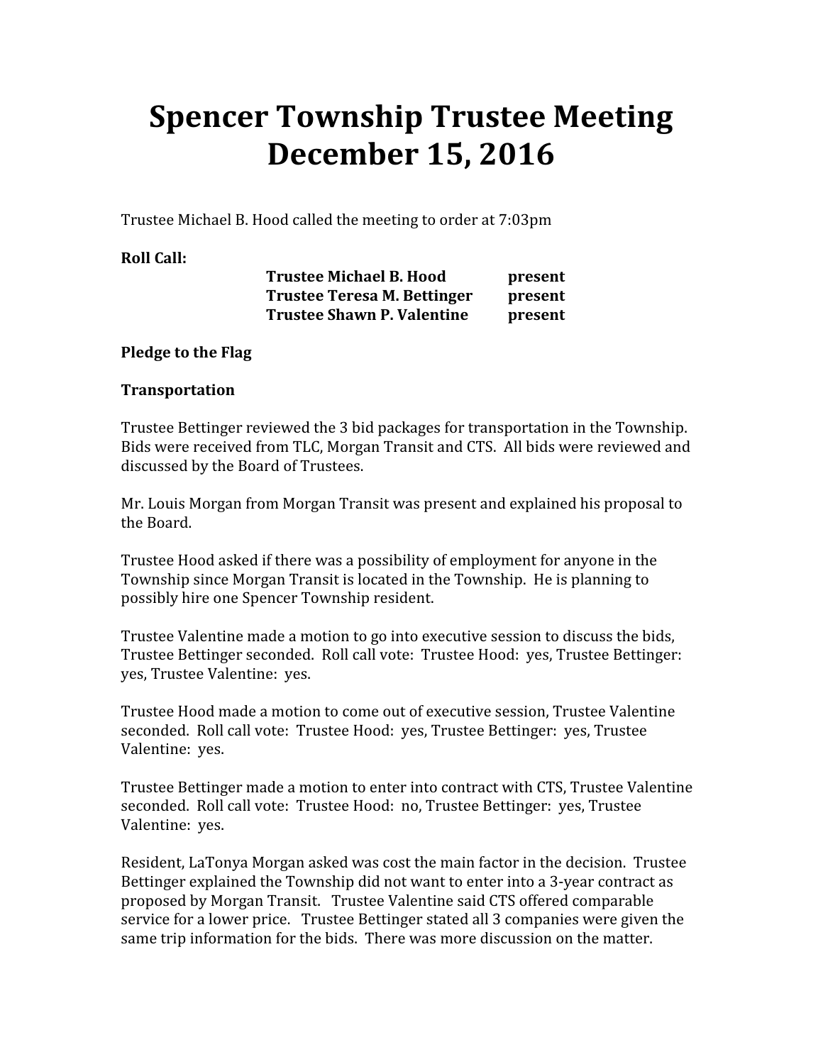# Spencer Township Trustee Meeting December 15, 2016

Trustee Michael B. Hood called the meeting to order at 7:03pm

**Roll Call:**

| | |
|---|---|
| **Trustee Michael B. Hood** | **present** |
| **Trustee Teresa M. Bettinger** | **present** |
| **Trustee Shawn P. Valentine** | **present** |

**Pledge to the Flag**

**Transportation**

Trustee Bettinger reviewed the 3 bid packages for transportation in the Township. Bids were received from TLC, Morgan Transit and CTS. All bids were reviewed and discussed by the Board of Trustees.

Mr. Louis Morgan from Morgan Transit was present and explained his proposal to the Board.

Trustee Hood asked if there was a possibility of employment for anyone in the Township since Morgan Transit is located in the Township. He is planning to possibly hire one Spencer Township resident.

Trustee Valentine made a motion to go into executive session to discuss the bids, Trustee Bettinger seconded. Roll call vote: Trustee Hood: yes, Trustee Bettinger: yes, Trustee Valentine: yes.

Trustee Hood made a motion to come out of executive session, Trustee Valentine seconded. Roll call vote: Trustee Hood: yes, Trustee Bettinger: yes, Trustee Valentine: yes.

Trustee Bettinger made a motion to enter into contract with CTS, Trustee Valentine seconded. Roll call vote: Trustee Hood: no, Trustee Bettinger: yes, Trustee Valentine: yes.

Resident, LaTonya Morgan asked was cost the main factor in the decision. Trustee Bettinger explained the Township did not want to enter into a 3-year contract as proposed by Morgan Transit. Trustee Valentine said CTS offered comparable service for a lower price. Trustee Bettinger stated all 3 companies were given the same trip information for the bids. There was more discussion on the matter.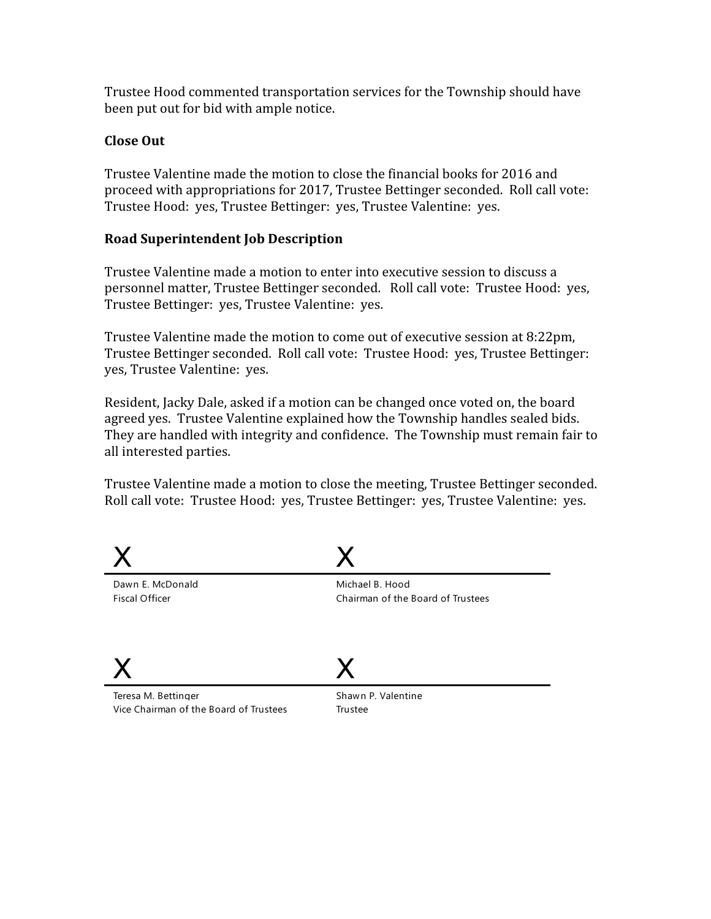Trustee Hood commented transportation services for the Township should have been put out for bid with ample notice.

**Close Out**

Trustee Valentine made the motion to close the financial books for 2016 and proceed with appropriations for 2017, Trustee Bettinger seconded. Roll call vote: Trustee Hood: yes, Trustee Bettinger: yes, Trustee Valentine: yes.

**Road Superintendent Job Description**

Trustee Valentine made a motion to enter into executive session to discuss a personnel matter, Trustee Bettinger seconded. Roll call vote: Trustee Hood: yes, Trustee Bettinger: yes, Trustee Valentine: yes.

Trustee Valentine made the motion to come out of executive session at 8:22pm, Trustee Bettinger seconded. Roll call vote: Trustee Hood: yes, Trustee Bettinger: yes, Trustee Valentine: yes.

Resident, Jacky Dale, asked if a motion can be changed once voted on, the board agreed yes. Trustee Valentine explained how the Township handles sealed bids. They are handled with integrity and confidence. The Township must remain fair to all interested parties.

Trustee Valentine made a motion to close the meeting, Trustee Bettinger seconded. Roll call vote: Trustee Hood: yes, Trustee Bettinger: yes, Trustee Valentine: yes.

X

Dawn E. McDonald
Fiscal Officer

X

Michael B. Hood
Chairman of the Board of Trustees

X

Teresa M. Bettinger
Vice Chairman of the Board of Trustees

X

Shawn P. Valentine
Trustee